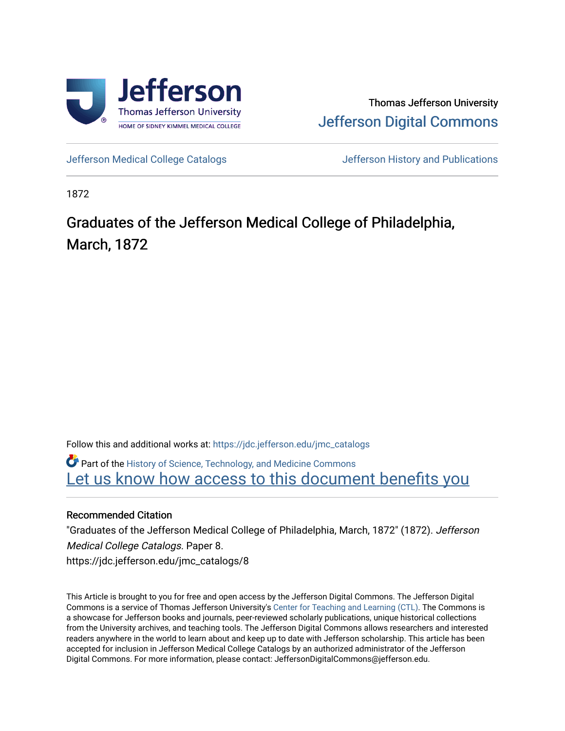Thomas Jefferson University

Jefferson Digital Commons

Jefferson Medical College Catalogs

Jefferson History and Publications

1872

# Graduates of the Jefferson Medical College of Philadelphia, March, 1872

Follow this and additional works at: https://jdc.jefferson.edu/jmc_catalogs

Part of the History of Science, Technology, and Medicine Commons

Let us know how access to this document benefits you

## Recommended Citation

"Graduates of the Jefferson Medical College of Philadelphia, March, 1872" (1872). *Jefferson Medical College Catalogs.* Paper 8.
https://jdc.jefferson.edu/jmc_catalogs/8

This Article is brought to you for free and open access by the Jefferson Digital Commons. The Jefferson Digital Commons is a service of Thomas Jefferson University's Center for Teaching and Learning (CTL). The Commons is a showcase for Jefferson books and journals, peer-reviewed scholarly publications, unique historical collections from the University archives, and teaching tools. The Jefferson Digital Commons allows researchers and interested readers anywhere in the world to learn about and keep up to date with Jefferson scholarship. This article has been accepted for inclusion in Jefferson Medical College Catalogs by an authorized administrator of the Jefferson Digital Commons. For more information, please contact: JeffersonDigitalCommons@jefferson.edu.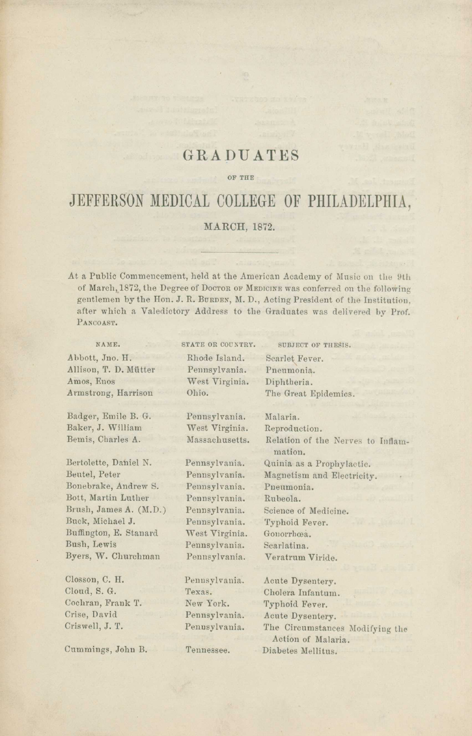# GRADUATES

OF THE

# JEFFERSON MEDICAL COLLEGE OF PHILADELPHIA,

MARCH, 1872.

---

At a Public Commencement, held at the American Academy of Music on the 9th of March, 1872, the Degree of DOCTOR OF MEDICINE was conferred on the following gentlemen by the Hon. J. R. BURDEN, M. D., Acting President of the Institution, after which a Valedictory Address to the Graduates was delivered by Prof. PANCOAST.

| NAME. | STATE OR COUNTRY. | SUBJECT OF THESIS. |
|---|---|---|
| Abbott, Jno. H. | Rhode Island. | Scarlet Fever. |
| Allison, T. D. Mütter | Pennsylvania. | Pneumonia. |
| Amos, Enos | West Virginia. | Diphtheria. |
| Armstrong, Harrison | Ohio. | The Great Epidemics. |
| Badger, Emile B. G. | Pennsylvania. | Malaria. |
| Baker, J. William | West Virginia. | Reproduction. |
| Bemis, Charles A. | Massachusetts. | Relation of the Nerves to Inflammation. |
| Bertolette, Daniel N. | Pennsylvania. | Quinia as a Prophylactic. |
| Beutel, Peter | Pennsylvania. | Magnetism and Electricity. |
| Bonebrake, Andrew S. | Pennsylvania. | Pneumonia. |
| Bott, Martin Luther | Pennsylvania. | Rubeola. |
| Brush, James A. (M.D.) | Pennsylvania. | Science of Medicine. |
| Buck, Michael J. | Pennsylvania. | Typhoid Fever. |
| Buffington, E. Stanard | West Virginia. | Gonorrhœa. |
| Bush, Lewis | Pennsylvania. | Scarlatina. |
| Byers, W. Churchman | Pennsylvania. | Veratrum Viride. |
| Closson, C. H. | Pennsylvania. | Acute Dysentery. |
| Cloud, S. G. | Texas. | Cholera Infantum. |
| Cochran, Frank T. | New York. | Typhoid Fever. |
| Crise, David | Pennsylvania. | Acute Dysentery. |
| Criswell, J. T. | Pennsylvania. | The Circumstances Modifying the Action of Malaria. |
| Cummings, John B. | Tennessee. | Diabetes Mellitus. |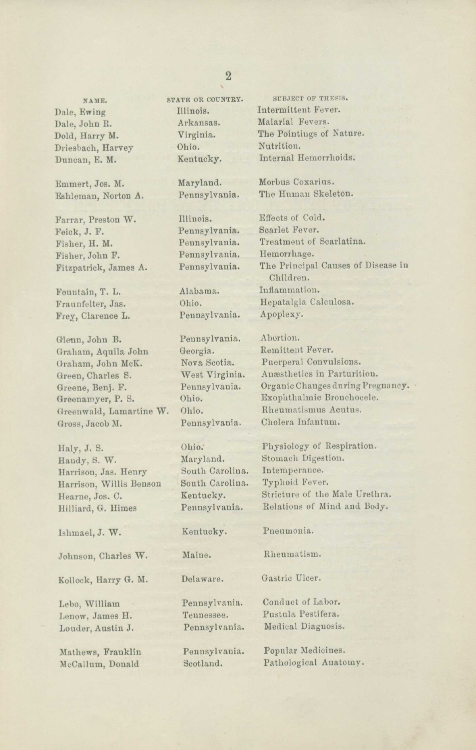| NAME. | STATE OR COUNTRY. | SUBJECT OF THESIS. |
|---|---|---|
| Dale, Ewing | Illinois. | Intermittent Fever. |
| Dale, John R. | Arkansas. | Malarial Fevers. |
| Dold, Harry M. | Virginia. | The Pointings of Nature. |
| Driesbach, Harvey | Ohio. | Nutrition. |
| Duncan, E. M. | Kentucky. | Internal Hemorrhoids. |
| Emmert, Jos. M. | Maryland. | Morbus Coxarius. |
| Eshleman, Norton A. | Pennsylvania. | The Human Skeleton. |
| Farrar, Preston W. | Illinois. | Effects of Cold. |
| Feick, J. F. | Pennsylvania. | Scarlet Fever. |
| Fisher, H. M. | Pennsylvania. | Treatment of Scarlatina. |
| Fisher, John F. | Pennsylvania. | Hemorrhage. |
| Fitzpatrick, James A. | Pennsylvania. | The Principal Causes of Disease in Children. |
| Fountain, T. L. | Alabama. | Inflammation. |
| Fraunfelter, Jas. | Ohio. | Hepatalgia Calculosa. |
| Frey, Clarence L. | Pennsylvania. | Apoplexy. |
| Glenn, John B. | Pennsylvania. | Abortion. |
| Graham, Aquila John | Georgia. | Remittent Fever. |
| Graham, John McK. | Nova Scotia. | Puerperal Convulsions. |
| Green, Charles S. | West Virginia. | Anæsthetics in Parturition. |
| Greene, Benj. F. | Pennsylvania. | Organic Changes during Pregnancy. |
| Greenamyer, P. S. | Ohio. | Exophthalmic Bronchocele. |
| Greenwald, Lamartine W. | Ohio. | Rheumatismus Acutus. |
| Gross, Jacob M. | Pennsylvania. | Cholera Infantum. |
| Haly, J. S. | Ohio. | Physiology of Respiration. |
| Handy, S. W. | Maryland. | Stomach Digestion. |
| Harrison, Jas. Henry | South Carolina. | Intemperance. |
| Harrison, Willis Benson | South Carolina. | Typhoid Fever. |
| Hearne, Jos. C. | Kentucky. | Stricture of the Male Urethra. |
| Hilliard, G. Himes | Pennsylvania. | Relations of Mind and Body. |
| Ishmael, J. W. | Kentucky. | Pneumonia. |
| Johnson, Charles W. | Maine. | Rheumatism. |
| Kollock, Harry G. M. | Delaware. | Gastric Ulcer. |
| Lebo, William | Pennsylvania. | Conduct of Labor. |
| Lenow, James H. | Tennessee. | Pustula Pestifera. |
| Louder, Austin J. | Pennsylvania. | Medical Diagnosis. |
| Mathews, Franklin | Pennsylvania. | Popular Medicines. |
| McCallum, Donald | Scotland. | Pathological Anatomy. |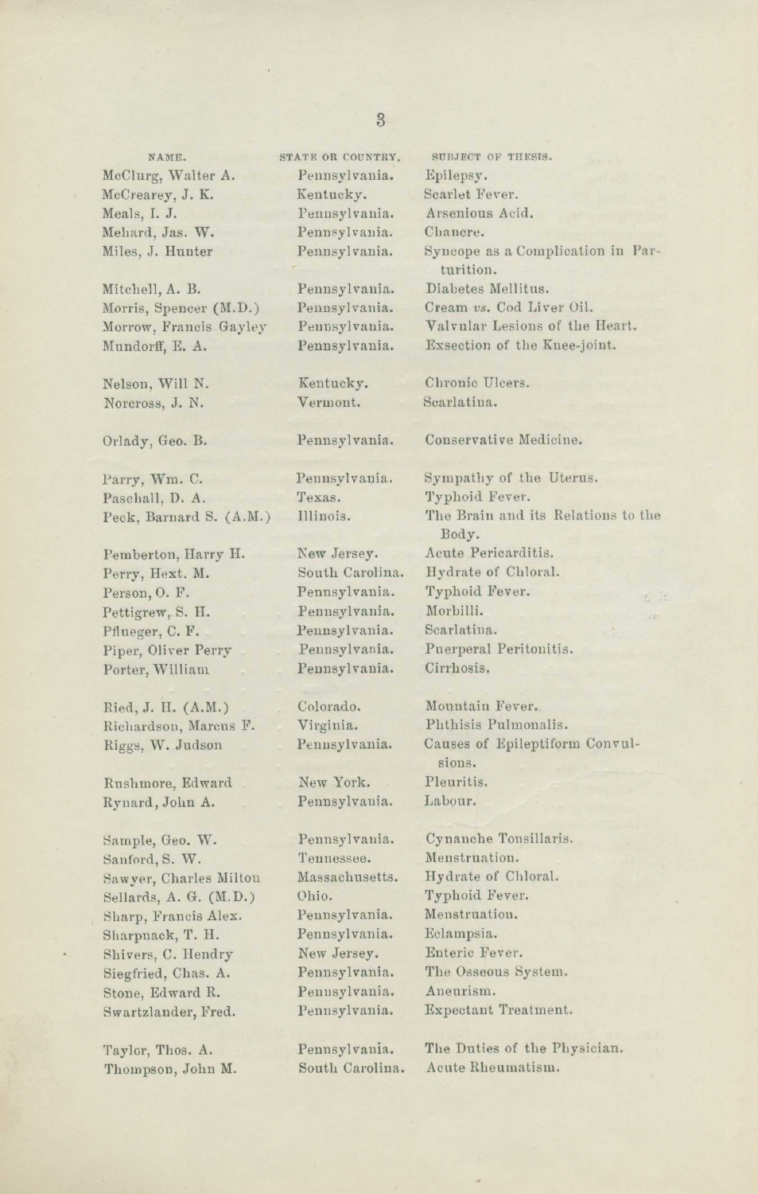| NAME. | STATE OR COUNTRY. | SUBJECT OF THESIS. |
|---|---|---|
| McClurg, Walter A. | Pennsylvania. | Epilepsy. |
| McCrearey, J. K. | Kentucky. | Scarlet Fever. |
| Meals, I. J. | Pennsylvania. | Arsenious Acid. |
| Mehard, Jas. W. | Pennsylvania. | Chancre. |
| Miles, J. Hunter | Pennsylvania. | Syncope as a Complication in Parturition. |
| Mitchell, A. B. | Pennsylvania. | Diabetes Mellitus. |
| Morris, Spencer (M.D.) | Pennsylvania. | Cream *vs.* Cod Liver Oil. |
| Morrow, Francis Gayley | Pennsylvania. | Valvular Lesions of the Heart. |
| Mundorff, E. A. | Pennsylvania. | Exsection of the Knee-joint. |
| Nelson, Will N. | Kentucky. | Chronic Ulcers. |
| Norcross, J. N. | Vermont. | Scarlatina. |
| Orlady, Geo. B. | Pennsylvania. | Conservative Medicine. |
| Parry, Wm. C. | Pennsylvania. | Sympathy of the Uterus. |
| Paschall, D. A. | Texas. | Typhoid Fever. |
| Peck, Barnard S. (A.M.) | Illinois. | The Brain and its Relations to the Body. |
| Pemberton, Harry H. | New Jersey. | Acute Pericarditis. |
| Perry, Hext. M. | South Carolina. | Hydrate of Chloral. |
| Person, O. F. | Pennsylvania. | Typhoid Fever. |
| Pettigrew, S. H. | Pennsylvania. | Morbilli. |
| Pflueger, C. F. | Pennsylvania. | Scarlatina. |
| Piper, Oliver Perry | Pennsylvania. | Puerperal Peritonitis. |
| Porter, William | Pennsylvania. | Cirrhosis. |
| Ried, J. H. (A.M.) | Colorado. | Mountain Fever. |
| Richardson, Marcus F. | Virginia. | Phthisis Pulmonalis. |
| Riggs, W. Judson | Pennsylvania. | Causes of Epileptiform Convulsions. |
| Rushmore, Edward | New York. | Pleuritis. |
| Rynard, John A. | Pennsylvania. | Labour. |
| Sample, Geo. W. | Pennsylvania. | Cynanche Tonsillaris. |
| Sanford, S. W. | Tennessee. | Menstruation. |
| Sawyer, Charles Milton | Massachusetts. | Hydrate of Chloral. |
| Sellards, A. G. (M.D.) | Ohio. | Typhoid Fever. |
| Sharp, Francis Alex. | Pennsylvania. | Menstruation. |
| Sharpnack, T. H. | Pennsylvania. | Eclampsia. |
| Shivers, C. Hendry | New Jersey. | Enteric Fever. |
| Siegfried, Chas. A. | Pennsylvania. | The Osseous System. |
| Stone, Edward R. | Pennsylvania. | Aneurism. |
| Swartzlander, Fred. | Pennsylvania. | Expectant Treatment. |
| Taylor, Thos. A. | Pennsylvania. | The Duties of the Physician. |
| Thompson, John M. | South Carolina. | Acute Rheumatism. |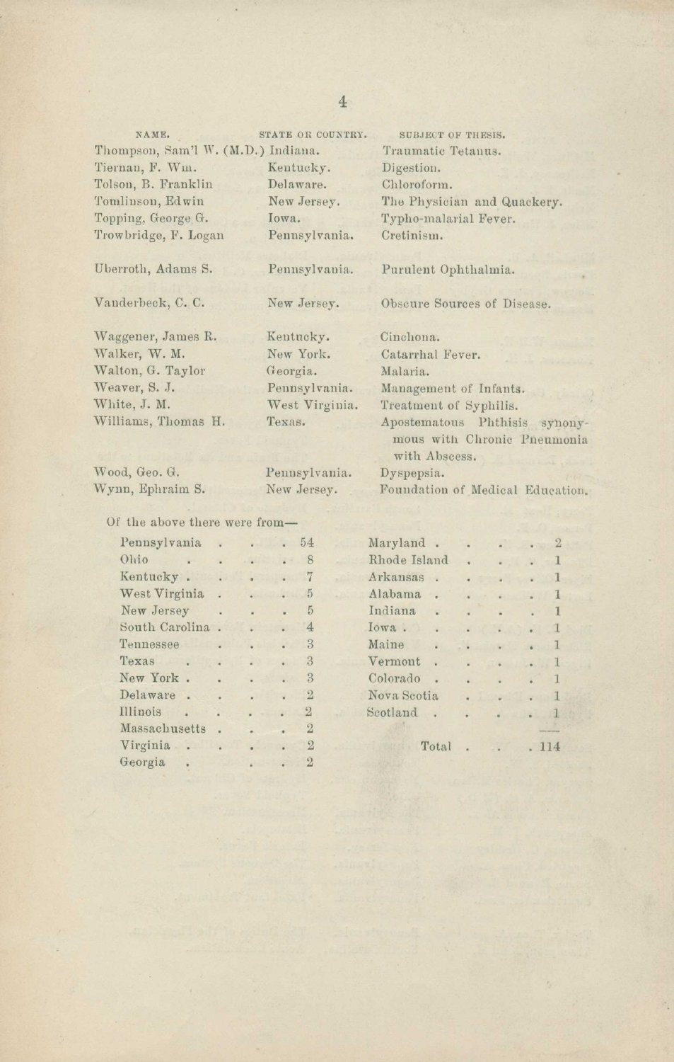| NAME. | STATE OR COUNTRY. | SUBJECT OF THESIS. |
|---|---|---|
| Thompson, Sam'l W. (M.D.) | Indiana. | Traumatic Tetanus. |
| Tiernan, F. Wm. | Kentucky. | Digestion. |
| Tolson, B. Franklin | Delaware. | Chloroform. |
| Tomlinson, Edwin | New Jersey. | The Physician and Quackery. |
| Topping, George G. | Iowa. | Typho-malarial Fever. |
| Trowbridge, F. Logan | Pennsylvania. | Cretinism. |
| Uberroth, Adams S. | Pennsylvania. | Purulent Ophthalmia. |
| Vanderbeck, C. C. | New Jersey. | Obscure Sources of Disease. |
| Waggener, James R. | Kentucky. | Cinchona. |
| Walker, W. M. | New York. | Catarrhal Fever. |
| Walton, G. Taylor | Georgia. | Malaria. |
| Weaver, S. J. | Pennsylvania. | Management of Infants. |
| White, J. M. | West Virginia. | Treatment of Syphilis. |
| Williams, Thomas H. | Texas. | Apostematous Phthisis synonymous with Chronic Pneumonia with Abscess. |
| Wood, Geo. G. | Pennsylvania. | Dyspepsia. |
| Wynn, Ephraim S. | New Jersey. | Foundation of Medical Education. |

Of the above there were from—

| | | | |
|---|---|---|---|
| Pennsylvania | 54 | Maryland | 2 |
| Ohio | 8 | Rhode Island | 1 |
| Kentucky | 7 | Arkansas | 1 |
| West Virginia | 5 | Alabama | 1 |
| New Jersey | 5 | Indiana | 1 |
| South Carolina | 4 | Iowa | 1 |
| Tennessee | 3 | Maine | 1 |
| Texas | 3 | Vermont | 1 |
| New York | 3 | Colorado | 1 |
| Delaware | 2 | Nova Scotia | 1 |
| Illinois | 2 | Scotland | 1 |
| Massachusetts | 2 | | |
| Virginia | 2 | Total | 114 |
| Georgia | 2 | | |